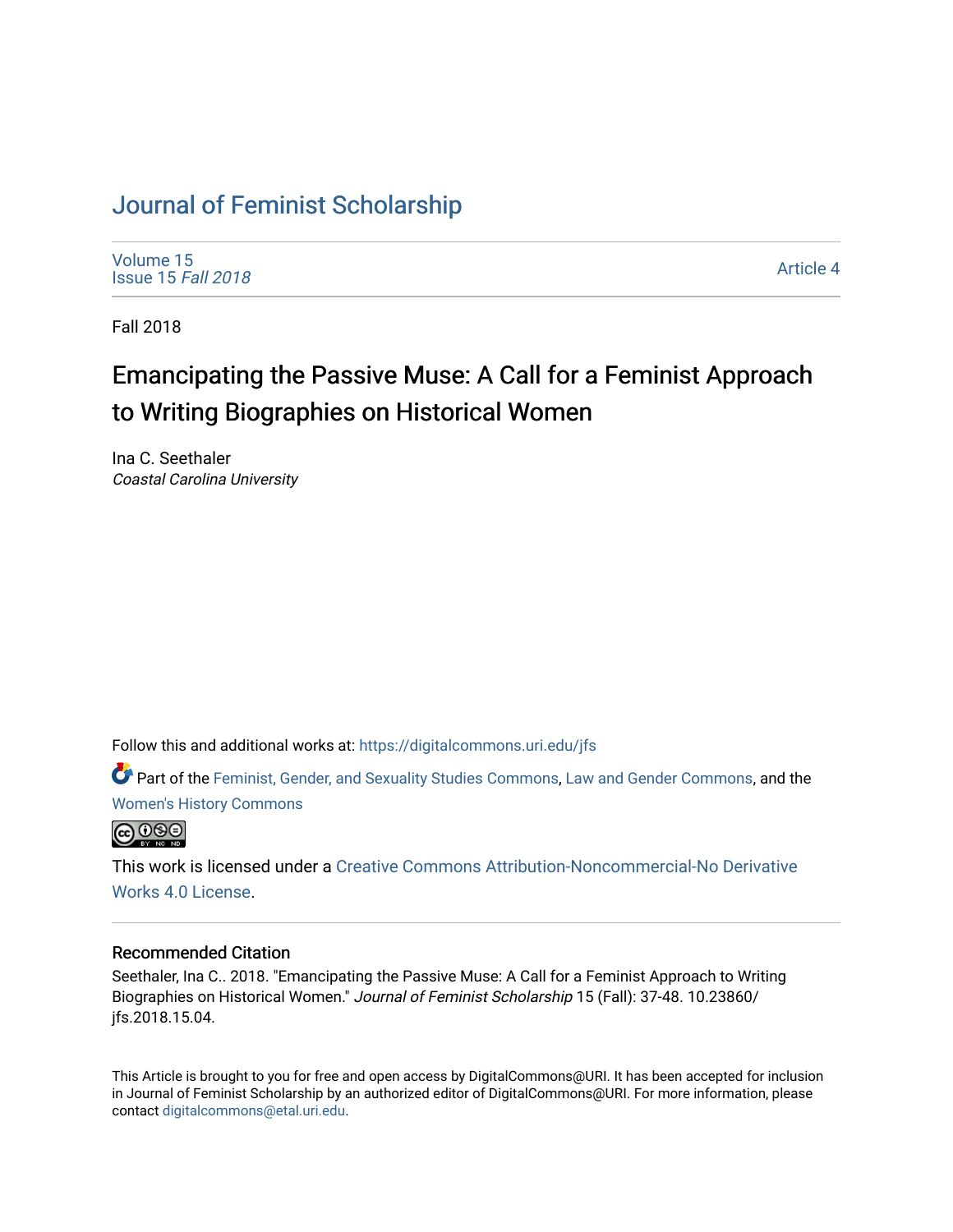# Journal of Feminist Scholarship

Volume 15
Issue 15 *Fall 2018*

Article 4

Fall 2018

## Emancipating the Passive Muse: A Call for a Feminist Approach to Writing Biographies on Historical Women

Ina C. Seethaler
*Coastal Carolina University*

Follow this and additional works at: https://digitalcommons.uri.edu/jfs

Part of the Feminist, Gender, and Sexuality Studies Commons, Law and Gender Commons, and the Women's History Commons

This work is licensed under a Creative Commons Attribution-Noncommercial-No Derivative Works 4.0 License.

### Recommended Citation

Seethaler, Ina C.. 2018. "Emancipating the Passive Muse: A Call for a Feminist Approach to Writing Biographies on Historical Women." *Journal of Feminist Scholarship* 15 (Fall): 37-48. 10.23860/jfs.2018.15.04.

This Article is brought to you for free and open access by DigitalCommons@URI. It has been accepted for inclusion in Journal of Feminist Scholarship by an authorized editor of DigitalCommons@URI. For more information, please contact digitalcommons@etal.uri.edu.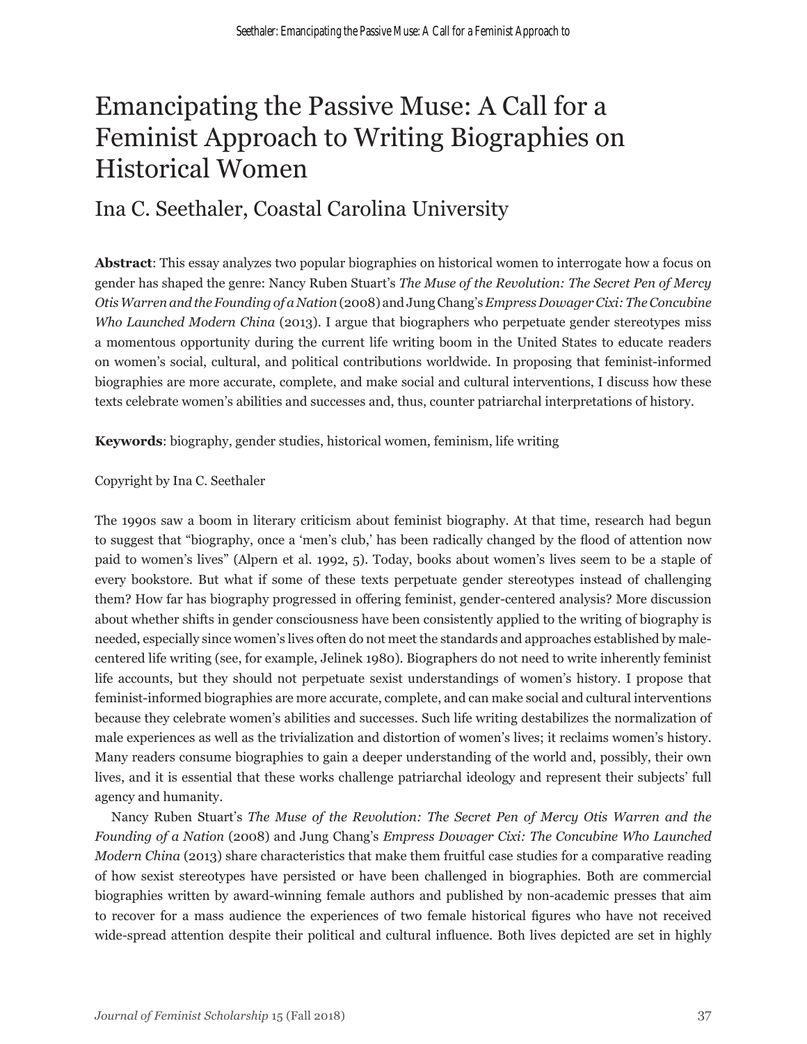# Emancipating the Passive Muse: A Call for a Feminist Approach to Writing Biographies on Historical Women

## Ina C. Seethaler, Coastal Carolina University

**Abstract**: This essay analyzes two popular biographies on historical women to interrogate how a focus on gender has shaped the genre: Nancy Ruben Stuart's *The Muse of the Revolution: The Secret Pen of Mercy Otis Warren and the Founding of a Nation* (2008) and Jung Chang's *Empress Dowager Cixi: The Concubine Who Launched Modern China* (2013). I argue that biographers who perpetuate gender stereotypes miss a momentous opportunity during the current life writing boom in the United States to educate readers on women's social, cultural, and political contributions worldwide. In proposing that feminist-informed biographies are more accurate, complete, and make social and cultural interventions, I discuss how these texts celebrate women's abilities and successes and, thus, counter patriarchal interpretations of history.

**Keywords**: biography, gender studies, historical women, feminism, life writing

Copyright by Ina C. Seethaler

The 1990s saw a boom in literary criticism about feminist biography. At that time, research had begun to suggest that "biography, once a 'men's club,' has been radically changed by the flood of attention now paid to women's lives" (Alpern et al. 1992, 5). Today, books about women's lives seem to be a staple of every bookstore. But what if some of these texts perpetuate gender stereotypes instead of challenging them? How far has biography progressed in offering feminist, gender-centered analysis? More discussion about whether shifts in gender consciousness have been consistently applied to the writing of biography is needed, especially since women's lives often do not meet the standards and approaches established by male-centered life writing (see, for example, Jelinek 1980). Biographers do not need to write inherently feminist life accounts, but they should not perpetuate sexist understandings of women's history. I propose that feminist-informed biographies are more accurate, complete, and can make social and cultural interventions because they celebrate women's abilities and successes. Such life writing destabilizes the normalization of male experiences as well as the trivialization and distortion of women's lives; it reclaims women's history. Many readers consume biographies to gain a deeper understanding of the world and, possibly, their own lives, and it is essential that these works challenge patriarchal ideology and represent their subjects' full agency and humanity.

Nancy Ruben Stuart's *The Muse of the Revolution: The Secret Pen of Mercy Otis Warren and the Founding of a Nation* (2008) and Jung Chang's *Empress Dowager Cixi: The Concubine Who Launched Modern China* (2013) share characteristics that make them fruitful case studies for a comparative reading of how sexist stereotypes have persisted or have been challenged in biographies. Both are commercial biographies written by award-winning female authors and published by non-academic presses that aim to recover for a mass audience the experiences of two female historical figures who have not received wide-spread attention despite their political and cultural influence. Both lives depicted are set in highly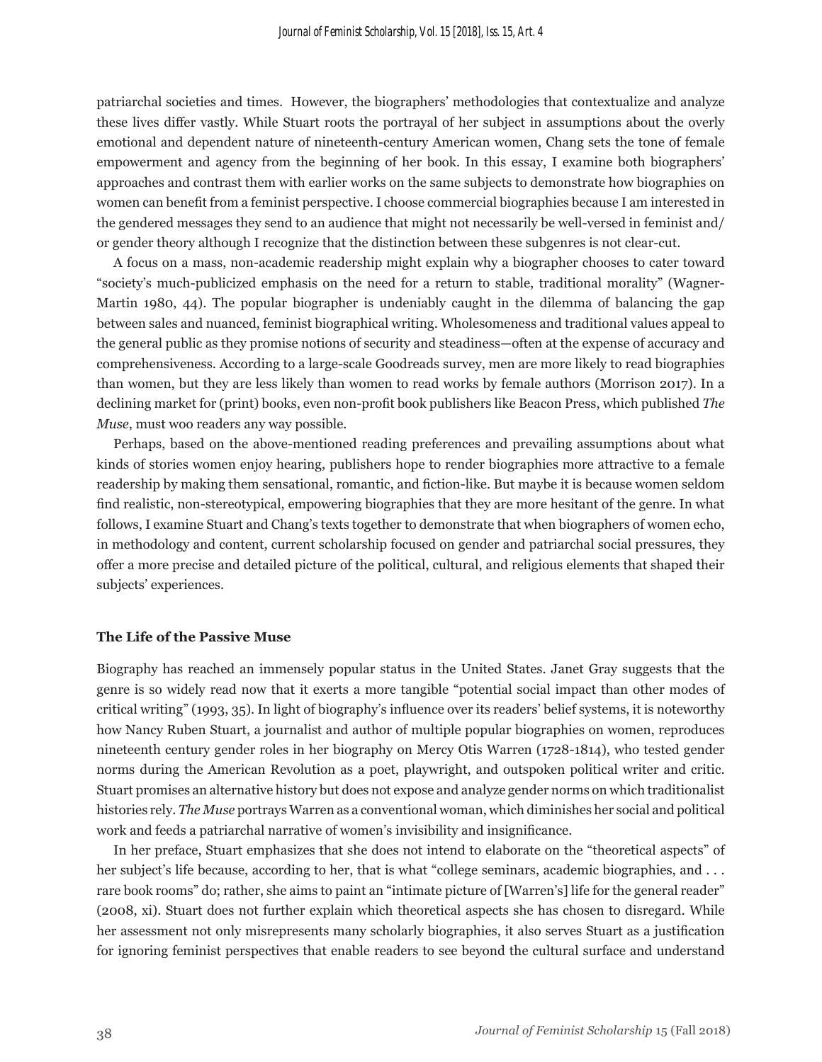patriarchal societies and times. However, the biographers' methodologies that contextualize and analyze these lives differ vastly. While Stuart roots the portrayal of her subject in assumptions about the overly emotional and dependent nature of nineteenth-century American women, Chang sets the tone of female empowerment and agency from the beginning of her book. In this essay, I examine both biographers' approaches and contrast them with earlier works on the same subjects to demonstrate how biographies on women can benefit from a feminist perspective. I choose commercial biographies because I am interested in the gendered messages they send to an audience that might not necessarily be well-versed in feminist and/or gender theory although I recognize that the distinction between these subgenres is not clear-cut.

A focus on a mass, non-academic readership might explain why a biographer chooses to cater toward "society's much-publicized emphasis on the need for a return to stable, traditional morality" (Wagner-Martin 1980, 44). The popular biographer is undeniably caught in the dilemma of balancing the gap between sales and nuanced, feminist biographical writing. Wholesomeness and traditional values appeal to the general public as they promise notions of security and steadiness—often at the expense of accuracy and comprehensiveness. According to a large-scale Goodreads survey, men are more likely to read biographies than women, but they are less likely than women to read works by female authors (Morrison 2017). In a declining market for (print) books, even non-profit book publishers like Beacon Press, which published *The Muse*, must woo readers any way possible.

Perhaps, based on the above-mentioned reading preferences and prevailing assumptions about what kinds of stories women enjoy hearing, publishers hope to render biographies more attractive to a female readership by making them sensational, romantic, and fiction-like. But maybe it is because women seldom find realistic, non-stereotypical, empowering biographies that they are more hesitant of the genre. In what follows, I examine Stuart and Chang's texts together to demonstrate that when biographers of women echo, in methodology and content, current scholarship focused on gender and patriarchal social pressures, they offer a more precise and detailed picture of the political, cultural, and religious elements that shaped their subjects' experiences.

### The Life of the Passive Muse

Biography has reached an immensely popular status in the United States. Janet Gray suggests that the genre is so widely read now that it exerts a more tangible "potential social impact than other modes of critical writing" (1993, 35). In light of biography's influence over its readers' belief systems, it is noteworthy how Nancy Ruben Stuart, a journalist and author of multiple popular biographies on women, reproduces nineteenth century gender roles in her biography on Mercy Otis Warren (1728-1814), who tested gender norms during the American Revolution as a poet, playwright, and outspoken political writer and critic. Stuart promises an alternative history but does not expose and analyze gender norms on which traditionalist histories rely. *The Muse* portrays Warren as a conventional woman, which diminishes her social and political work and feeds a patriarchal narrative of women's invisibility and insignificance.

In her preface, Stuart emphasizes that she does not intend to elaborate on the "theoretical aspects" of her subject's life because, according to her, that is what "college seminars, academic biographies, and . . . rare book rooms" do; rather, she aims to paint an "intimate picture of [Warren's] life for the general reader" (2008, xi). Stuart does not further explain which theoretical aspects she has chosen to disregard. While her assessment not only misrepresents many scholarly biographies, it also serves Stuart as a justification for ignoring feminist perspectives that enable readers to see beyond the cultural surface and understand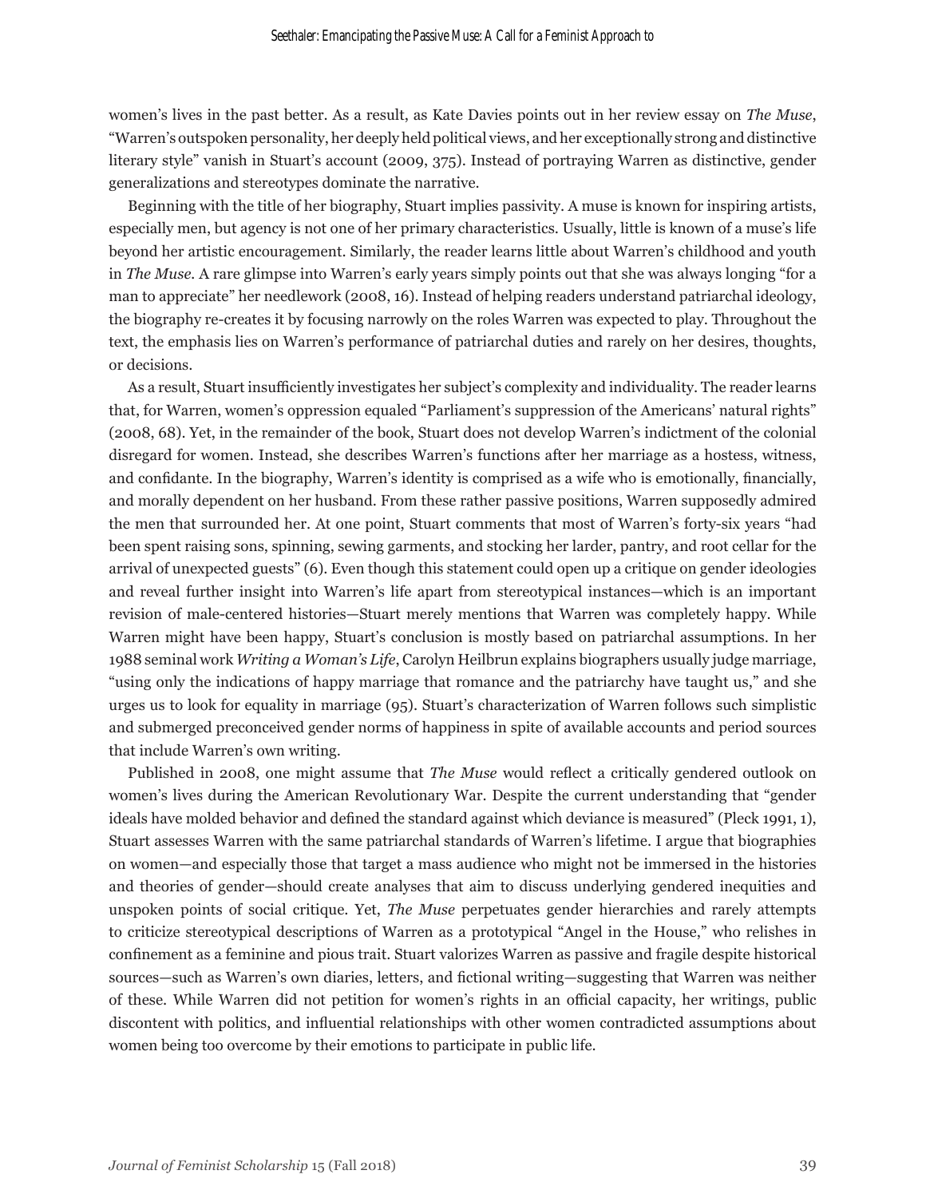women's lives in the past better. As a result, as Kate Davies points out in her review essay on *The Muse*, "Warren's outspoken personality, her deeply held political views, and her exceptionally strong and distinctive literary style" vanish in Stuart's account (2009, 375). Instead of portraying Warren as distinctive, gender generalizations and stereotypes dominate the narrative.

Beginning with the title of her biography, Stuart implies passivity. A muse is known for inspiring artists, especially men, but agency is not one of her primary characteristics. Usually, little is known of a muse's life beyond her artistic encouragement. Similarly, the reader learns little about Warren's childhood and youth in *The Muse*. A rare glimpse into Warren's early years simply points out that she was always longing "for a man to appreciate" her needlework (2008, 16). Instead of helping readers understand patriarchal ideology, the biography re-creates it by focusing narrowly on the roles Warren was expected to play. Throughout the text, the emphasis lies on Warren's performance of patriarchal duties and rarely on her desires, thoughts, or decisions.

As a result, Stuart insufficiently investigates her subject's complexity and individuality. The reader learns that, for Warren, women's oppression equaled "Parliament's suppression of the Americans' natural rights" (2008, 68). Yet, in the remainder of the book, Stuart does not develop Warren's indictment of the colonial disregard for women. Instead, she describes Warren's functions after her marriage as a hostess, witness, and confidante. In the biography, Warren's identity is comprised as a wife who is emotionally, financially, and morally dependent on her husband. From these rather passive positions, Warren supposedly admired the men that surrounded her. At one point, Stuart comments that most of Warren's forty-six years "had been spent raising sons, spinning, sewing garments, and stocking her larder, pantry, and root cellar for the arrival of unexpected guests" (6). Even though this statement could open up a critique on gender ideologies and reveal further insight into Warren's life apart from stereotypical instances—which is an important revision of male-centered histories—Stuart merely mentions that Warren was completely happy. While Warren might have been happy, Stuart's conclusion is mostly based on patriarchal assumptions. In her 1988 seminal work *Writing a Woman's Life*, Carolyn Heilbrun explains biographers usually judge marriage, "using only the indications of happy marriage that romance and the patriarchy have taught us," and she urges us to look for equality in marriage (95). Stuart's characterization of Warren follows such simplistic and submerged preconceived gender norms of happiness in spite of available accounts and period sources that include Warren's own writing.

Published in 2008, one might assume that *The Muse* would reflect a critically gendered outlook on women's lives during the American Revolutionary War. Despite the current understanding that "gender ideals have molded behavior and defined the standard against which deviance is measured" (Pleck 1991, 1), Stuart assesses Warren with the same patriarchal standards of Warren's lifetime. I argue that biographies on women—and especially those that target a mass audience who might not be immersed in the histories and theories of gender—should create analyses that aim to discuss underlying gendered inequities and unspoken points of social critique. Yet, *The Muse* perpetuates gender hierarchies and rarely attempts to criticize stereotypical descriptions of Warren as a prototypical "Angel in the House," who relishes in confinement as a feminine and pious trait. Stuart valorizes Warren as passive and fragile despite historical sources—such as Warren's own diaries, letters, and fictional writing—suggesting that Warren was neither of these. While Warren did not petition for women's rights in an official capacity, her writings, public discontent with politics, and influential relationships with other women contradicted assumptions about women being too overcome by their emotions to participate in public life.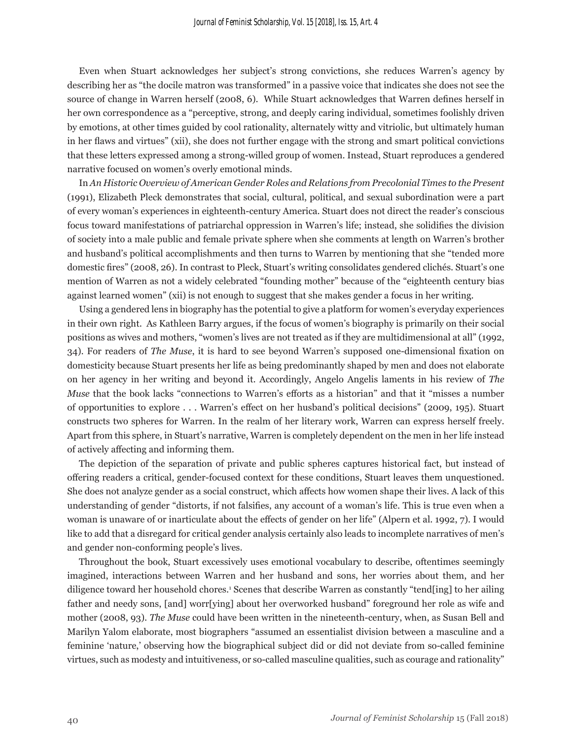Even when Stuart acknowledges her subject's strong convictions, she reduces Warren's agency by describing her as "the docile matron was transformed" in a passive voice that indicates she does not see the source of change in Warren herself (2008, 6). While Stuart acknowledges that Warren defines herself in her own correspondence as a "perceptive, strong, and deeply caring individual, sometimes foolishly driven by emotions, at other times guided by cool rationality, alternately witty and vitriolic, but ultimately human in her flaws and virtues" (xii), she does not further engage with the strong and smart political convictions that these letters expressed among a strong-willed group of women. Instead, Stuart reproduces a gendered narrative focused on women's overly emotional minds.

In *An Historic Overview of American Gender Roles and Relations from Precolonial Times to the Present* (1991), Elizabeth Pleck demonstrates that social, cultural, political, and sexual subordination were a part of every woman's experiences in eighteenth-century America. Stuart does not direct the reader's conscious focus toward manifestations of patriarchal oppression in Warren's life; instead, she solidifies the division of society into a male public and female private sphere when she comments at length on Warren's brother and husband's political accomplishments and then turns to Warren by mentioning that she "tended more domestic fires" (2008, 26). In contrast to Pleck, Stuart's writing consolidates gendered clichés. Stuart's one mention of Warren as not a widely celebrated "founding mother" because of the "eighteenth century bias against learned women" (xii) is not enough to suggest that she makes gender a focus in her writing.

Using a gendered lens in biography has the potential to give a platform for women's everyday experiences in their own right. As Kathleen Barry argues, if the focus of women's biography is primarily on their social positions as wives and mothers, "women's lives are not treated as if they are multidimensional at all" (1992, 34). For readers of *The Muse*, it is hard to see beyond Warren's supposed one-dimensional fixation on domesticity because Stuart presents her life as being predominantly shaped by men and does not elaborate on her agency in her writing and beyond it. Accordingly, Angelo Angelis laments in his review of *The Muse* that the book lacks "connections to Warren's efforts as a historian" and that it "misses a number of opportunities to explore . . . Warren's effect on her husband's political decisions" (2009, 195). Stuart constructs two spheres for Warren. In the realm of her literary work, Warren can express herself freely. Apart from this sphere, in Stuart's narrative, Warren is completely dependent on the men in her life instead of actively affecting and informing them.

The depiction of the separation of private and public spheres captures historical fact, but instead of offering readers a critical, gender-focused context for these conditions, Stuart leaves them unquestioned. She does not analyze gender as a social construct, which affects how women shape their lives. A lack of this understanding of gender "distorts, if not falsifies, any account of a woman's life. This is true even when a woman is unaware of or inarticulate about the effects of gender on her life" (Alpern et al. 1992, 7). I would like to add that a disregard for critical gender analysis certainly also leads to incomplete narratives of men's and gender non-conforming people's lives.

Throughout the book, Stuart excessively uses emotional vocabulary to describe, oftentimes seemingly imagined, interactions between Warren and her husband and sons, her worries about them, and her diligence toward her household chores.[1] Scenes that describe Warren as constantly "tend[ing] to her ailing father and needy sons, [and] worr[ying] about her overworked husband" foreground her role as wife and mother (2008, 93). *The Muse* could have been written in the nineteenth-century, when, as Susan Bell and Marilyn Yalom elaborate, most biographers "assumed an essentialist division between a masculine and a feminine 'nature,' observing how the biographical subject did or did not deviate from so-called feminine virtues, such as modesty and intuitiveness, or so-called masculine qualities, such as courage and rationality"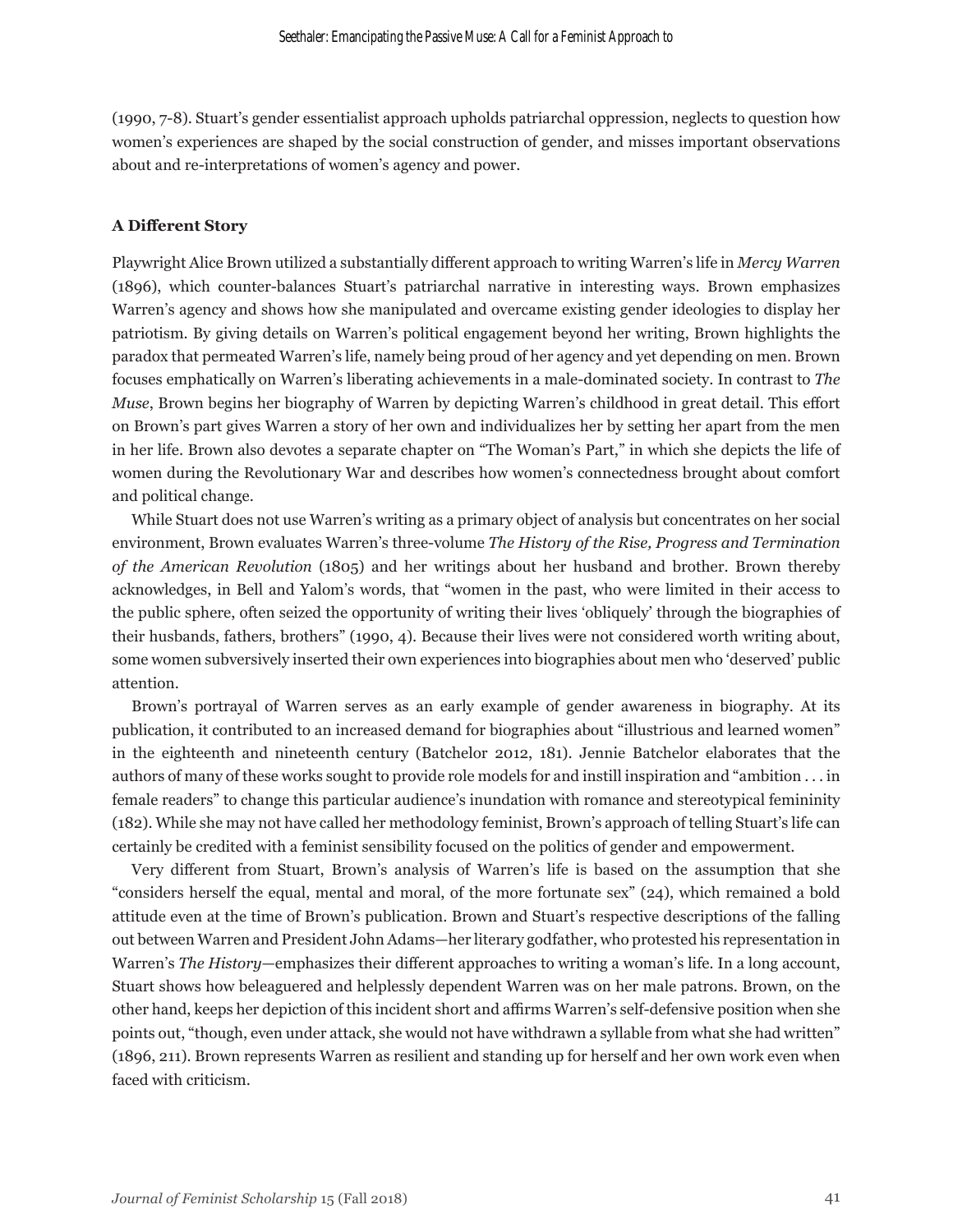(1990, 7-8). Stuart's gender essentialist approach upholds patriarchal oppression, neglects to question how women's experiences are shaped by the social construction of gender, and misses important observations about and re-interpretations of women's agency and power.

### A Different Story

Playwright Alice Brown utilized a substantially different approach to writing Warren's life in *Mercy Warren* (1896), which counter-balances Stuart's patriarchal narrative in interesting ways. Brown emphasizes Warren's agency and shows how she manipulated and overcame existing gender ideologies to display her patriotism. By giving details on Warren's political engagement beyond her writing, Brown highlights the paradox that permeated Warren's life, namely being proud of her agency and yet depending on men. Brown focuses emphatically on Warren's liberating achievements in a male-dominated society. In contrast to *The Muse*, Brown begins her biography of Warren by depicting Warren's childhood in great detail. This effort on Brown's part gives Warren a story of her own and individualizes her by setting her apart from the men in her life. Brown also devotes a separate chapter on "The Woman's Part," in which she depicts the life of women during the Revolutionary War and describes how women's connectedness brought about comfort and political change.

While Stuart does not use Warren's writing as a primary object of analysis but concentrates on her social environment, Brown evaluates Warren's three-volume *The History of the Rise, Progress and Termination of the American Revolution* (1805) and her writings about her husband and brother. Brown thereby acknowledges, in Bell and Yalom's words, that "women in the past, who were limited in their access to the public sphere, often seized the opportunity of writing their lives 'obliquely' through the biographies of their husbands, fathers, brothers" (1990, 4). Because their lives were not considered worth writing about, some women subversively inserted their own experiences into biographies about men who 'deserved' public attention.

Brown's portrayal of Warren serves as an early example of gender awareness in biography. At its publication, it contributed to an increased demand for biographies about "illustrious and learned women" in the eighteenth and nineteenth century (Batchelor 2012, 181). Jennie Batchelor elaborates that the authors of many of these works sought to provide role models for and instill inspiration and "ambition . . . in female readers" to change this particular audience's inundation with romance and stereotypical femininity (182). While she may not have called her methodology feminist, Brown's approach of telling Stuart's life can certainly be credited with a feminist sensibility focused on the politics of gender and empowerment.

Very different from Stuart, Brown's analysis of Warren's life is based on the assumption that she "considers herself the equal, mental and moral, of the more fortunate sex" (24), which remained a bold attitude even at the time of Brown's publication. Brown and Stuart's respective descriptions of the falling out between Warren and President John Adams—her literary godfather, who protested his representation in Warren's *The History*—emphasizes their different approaches to writing a woman's life. In a long account, Stuart shows how beleaguered and helplessly dependent Warren was on her male patrons. Brown, on the other hand, keeps her depiction of this incident short and affirms Warren's self-defensive position when she points out, "though, even under attack, she would not have withdrawn a syllable from what she had written" (1896, 211). Brown represents Warren as resilient and standing up for herself and her own work even when faced with criticism.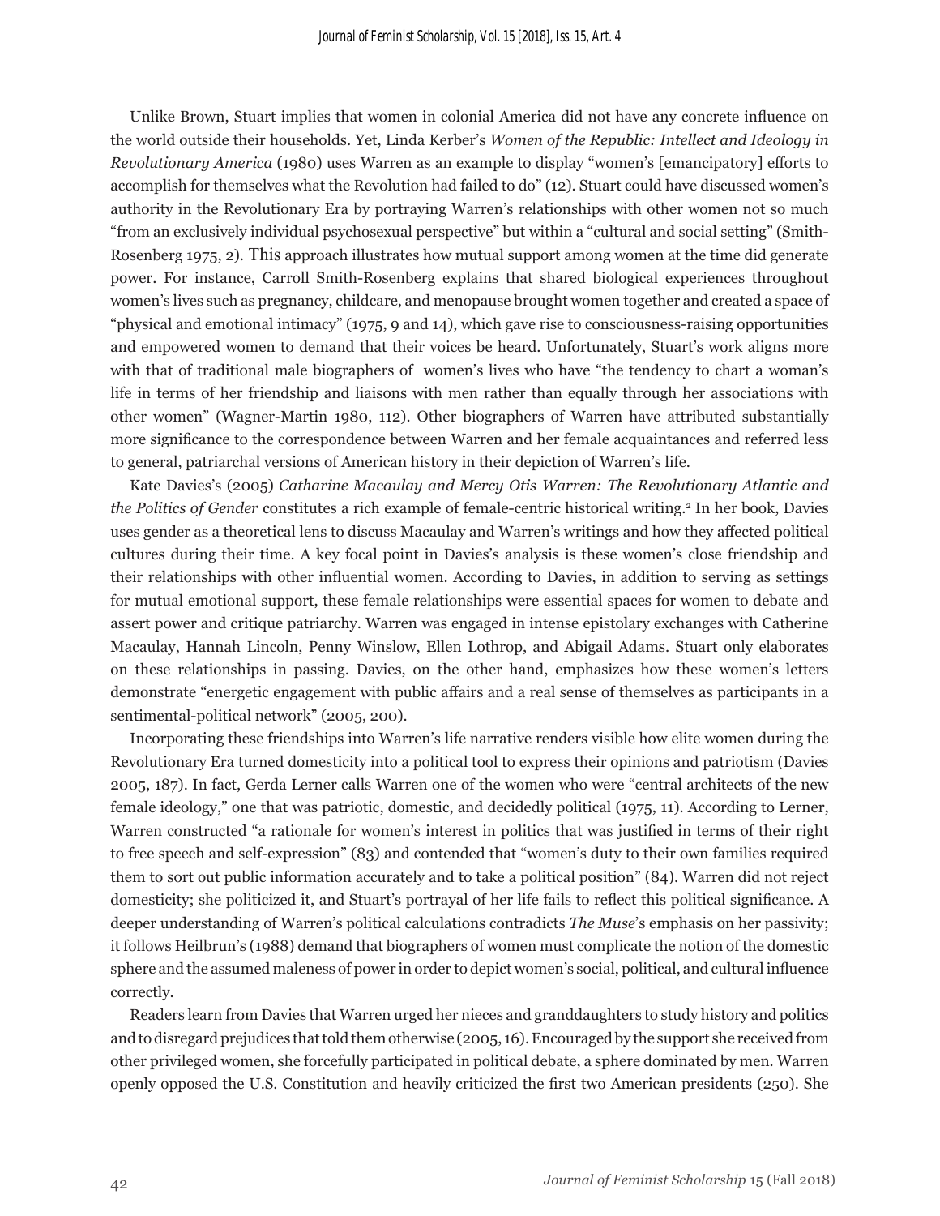Unlike Brown, Stuart implies that women in colonial America did not have any concrete influence on the world outside their households. Yet, Linda Kerber's *Women of the Republic: Intellect and Ideology in Revolutionary America* (1980) uses Warren as an example to display "women's [emancipatory] efforts to accomplish for themselves what the Revolution had failed to do" (12). Stuart could have discussed women's authority in the Revolutionary Era by portraying Warren's relationships with other women not so much "from an exclusively individual psychosexual perspective" but within a "cultural and social setting" (Smith-Rosenberg 1975, 2). This approach illustrates how mutual support among women at the time did generate power. For instance, Carroll Smith-Rosenberg explains that shared biological experiences throughout women's lives such as pregnancy, childcare, and menopause brought women together and created a space of "physical and emotional intimacy" (1975, 9 and 14), which gave rise to consciousness-raising opportunities and empowered women to demand that their voices be heard. Unfortunately, Stuart's work aligns more with that of traditional male biographers of women's lives who have "the tendency to chart a woman's life in terms of her friendship and liaisons with men rather than equally through her associations with other women" (Wagner-Martin 1980, 112). Other biographers of Warren have attributed substantially more significance to the correspondence between Warren and her female acquaintances and referred less to general, patriarchal versions of American history in their depiction of Warren's life.

Kate Davies's (2005) *Catharine Macaulay and Mercy Otis Warren: The Revolutionary Atlantic and the Politics of Gender* constitutes a rich example of female-centric historical writing.[2] In her book, Davies uses gender as a theoretical lens to discuss Macaulay and Warren's writings and how they affected political cultures during their time. A key focal point in Davies's analysis is these women's close friendship and their relationships with other influential women. According to Davies, in addition to serving as settings for mutual emotional support, these female relationships were essential spaces for women to debate and assert power and critique patriarchy. Warren was engaged in intense epistolary exchanges with Catherine Macaulay, Hannah Lincoln, Penny Winslow, Ellen Lothrop, and Abigail Adams. Stuart only elaborates on these relationships in passing. Davies, on the other hand, emphasizes how these women's letters demonstrate "energetic engagement with public affairs and a real sense of themselves as participants in a sentimental-political network" (2005, 200).

Incorporating these friendships into Warren's life narrative renders visible how elite women during the Revolutionary Era turned domesticity into a political tool to express their opinions and patriotism (Davies 2005, 187). In fact, Gerda Lerner calls Warren one of the women who were "central architects of the new female ideology," one that was patriotic, domestic, and decidedly political (1975, 11). According to Lerner, Warren constructed "a rationale for women's interest in politics that was justified in terms of their right to free speech and self-expression" (83) and contended that "women's duty to their own families required them to sort out public information accurately and to take a political position" (84). Warren did not reject domesticity; she politicized it, and Stuart's portrayal of her life fails to reflect this political significance. A deeper understanding of Warren's political calculations contradicts *The Muse*'s emphasis on her passivity; it follows Heilbrun's (1988) demand that biographers of women must complicate the notion of the domestic sphere and the assumed maleness of power in order to depict women's social, political, and cultural influence correctly.

Readers learn from Davies that Warren urged her nieces and granddaughters to study history and politics and to disregard prejudices that told them otherwise (2005, 16). Encouraged by the support she received from other privileged women, she forcefully participated in political debate, a sphere dominated by men. Warren openly opposed the U.S. Constitution and heavily criticized the first two American presidents (250). She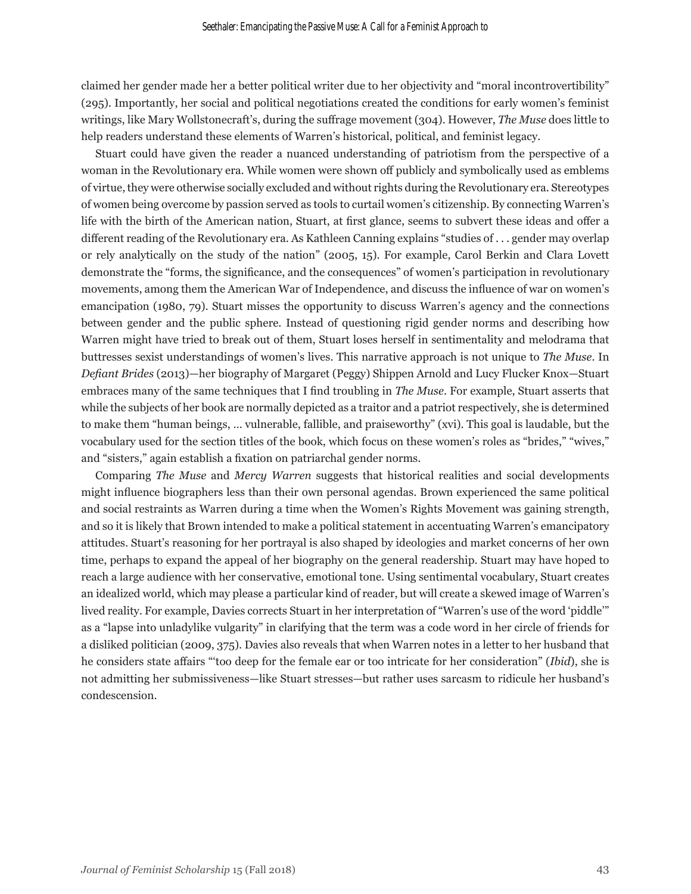claimed her gender made her a better political writer due to her objectivity and "moral incontrovertibility" (295). Importantly, her social and political negotiations created the conditions for early women's feminist writings, like Mary Wollstonecraft's, during the suffrage movement (304). However, *The Muse* does little to help readers understand these elements of Warren's historical, political, and feminist legacy.

Stuart could have given the reader a nuanced understanding of patriotism from the perspective of a woman in the Revolutionary era. While women were shown off publicly and symbolically used as emblems of virtue, they were otherwise socially excluded and without rights during the Revolutionary era. Stereotypes of women being overcome by passion served as tools to curtail women's citizenship. By connecting Warren's life with the birth of the American nation, Stuart, at first glance, seems to subvert these ideas and offer a different reading of the Revolutionary era. As Kathleen Canning explains "studies of . . . gender may overlap or rely analytically on the study of the nation" (2005, 15). For example, Carol Berkin and Clara Lovett demonstrate the "forms, the significance, and the consequences" of women's participation in revolutionary movements, among them the American War of Independence, and discuss the influence of war on women's emancipation (1980, 79). Stuart misses the opportunity to discuss Warren's agency and the connections between gender and the public sphere. Instead of questioning rigid gender norms and describing how Warren might have tried to break out of them, Stuart loses herself in sentimentality and melodrama that buttresses sexist understandings of women's lives. This narrative approach is not unique to *The Muse*. In *Defiant Brides* (2013)—her biography of Margaret (Peggy) Shippen Arnold and Lucy Flucker Knox—Stuart embraces many of the same techniques that I find troubling in *The Muse*. For example, Stuart asserts that while the subjects of her book are normally depicted as a traitor and a patriot respectively, she is determined to make them "human beings, ... vulnerable, fallible, and praiseworthy" (xvi). This goal is laudable, but the vocabulary used for the section titles of the book, which focus on these women's roles as "brides," "wives," and "sisters," again establish a fixation on patriarchal gender norms.

Comparing *The Muse* and *Mercy Warren* suggests that historical realities and social developments might influence biographers less than their own personal agendas. Brown experienced the same political and social restraints as Warren during a time when the Women's Rights Movement was gaining strength, and so it is likely that Brown intended to make a political statement in accentuating Warren's emancipatory attitudes. Stuart's reasoning for her portrayal is also shaped by ideologies and market concerns of her own time, perhaps to expand the appeal of her biography on the general readership. Stuart may have hoped to reach a large audience with her conservative, emotional tone. Using sentimental vocabulary, Stuart creates an idealized world, which may please a particular kind of reader, but will create a skewed image of Warren's lived reality. For example, Davies corrects Stuart in her interpretation of "Warren's use of the word 'piddle'" as a "lapse into unladylike vulgarity" in clarifying that the term was a code word in her circle of friends for a disliked politician (2009, 375). Davies also reveals that when Warren notes in a letter to her husband that he considers state affairs "'too deep for the female ear or too intricate for her consideration" (*Ibid*), she is not admitting her submissiveness—like Stuart stresses—but rather uses sarcasm to ridicule her husband's condescension.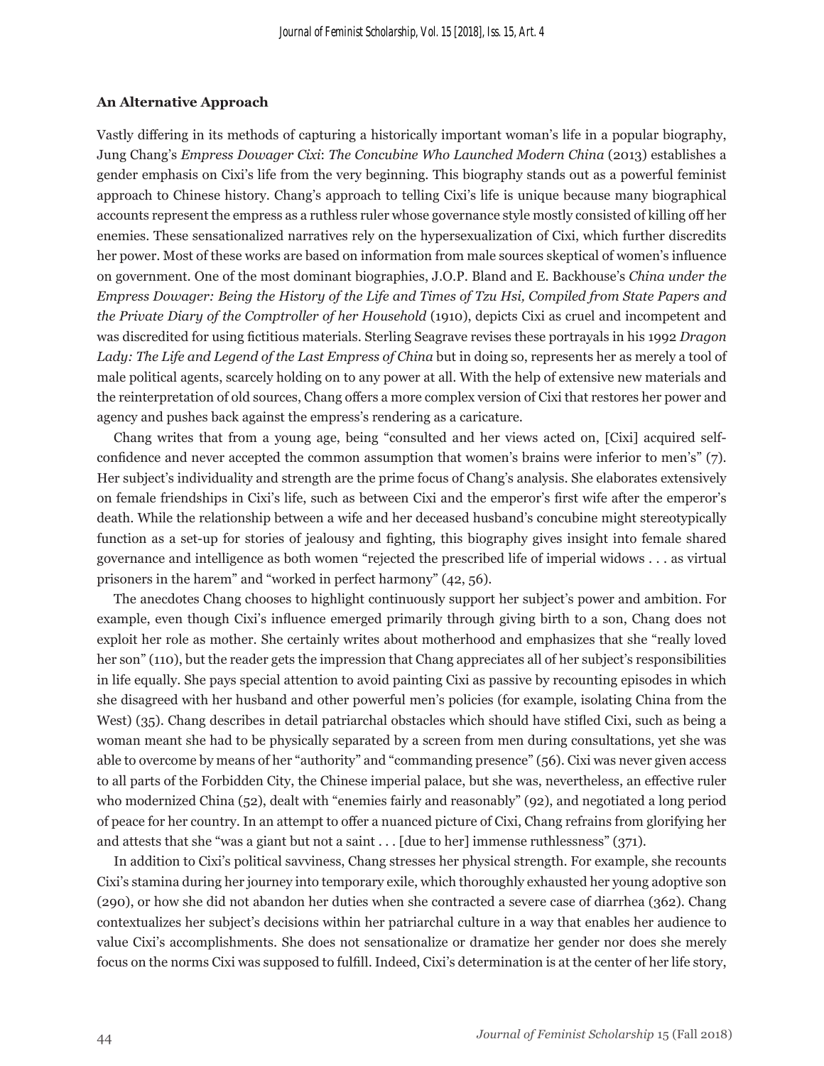**An Alternative Approach**

Vastly differing in its methods of capturing a historically important woman's life in a popular biography, Jung Chang's *Empress Dowager Cixi*: *The Concubine Who Launched Modern China* (2013) establishes a gender emphasis on Cixi's life from the very beginning. This biography stands out as a powerful feminist approach to Chinese history. Chang's approach to telling Cixi's life is unique because many biographical accounts represent the empress as a ruthless ruler whose governance style mostly consisted of killing off her enemies. These sensationalized narratives rely on the hypersexualization of Cixi, which further discredits her power. Most of these works are based on information from male sources skeptical of women's influence on government. One of the most dominant biographies, J.O.P. Bland and E. Backhouse's *China under the Empress Dowager: Being the History of the Life and Times of Tzu Hsi, Compiled from State Papers and the Private Diary of the Comptroller of her Household* (1910), depicts Cixi as cruel and incompetent and was discredited for using fictitious materials. Sterling Seagrave revises these portrayals in his 1992 *Dragon Lady: The Life and Legend of the Last Empress of China* but in doing so, represents her as merely a tool of male political agents, scarcely holding on to any power at all. With the help of extensive new materials and the reinterpretation of old sources, Chang offers a more complex version of Cixi that restores her power and agency and pushes back against the empress's rendering as a caricature.

Chang writes that from a young age, being "consulted and her views acted on, [Cixi] acquired self-confidence and never accepted the common assumption that women's brains were inferior to men's" (7). Her subject's individuality and strength are the prime focus of Chang's analysis. She elaborates extensively on female friendships in Cixi's life, such as between Cixi and the emperor's first wife after the emperor's death. While the relationship between a wife and her deceased husband's concubine might stereotypically function as a set-up for stories of jealousy and fighting, this biography gives insight into female shared governance and intelligence as both women "rejected the prescribed life of imperial widows . . . as virtual prisoners in the harem" and "worked in perfect harmony" (42, 56).

The anecdotes Chang chooses to highlight continuously support her subject's power and ambition. For example, even though Cixi's influence emerged primarily through giving birth to a son, Chang does not exploit her role as mother. She certainly writes about motherhood and emphasizes that she "really loved her son" (110), but the reader gets the impression that Chang appreciates all of her subject's responsibilities in life equally. She pays special attention to avoid painting Cixi as passive by recounting episodes in which she disagreed with her husband and other powerful men's policies (for example, isolating China from the West) (35). Chang describes in detail patriarchal obstacles which should have stifled Cixi, such as being a woman meant she had to be physically separated by a screen from men during consultations, yet she was able to overcome by means of her "authority" and "commanding presence" (56). Cixi was never given access to all parts of the Forbidden City, the Chinese imperial palace, but she was, nevertheless, an effective ruler who modernized China (52), dealt with "enemies fairly and reasonably" (92), and negotiated a long period of peace for her country. In an attempt to offer a nuanced picture of Cixi, Chang refrains from glorifying her and attests that she "was a giant but not a saint . . . [due to her] immense ruthlessness" (371).

In addition to Cixi's political savviness, Chang stresses her physical strength. For example, she recounts Cixi's stamina during her journey into temporary exile, which thoroughly exhausted her young adoptive son (290), or how she did not abandon her duties when she contracted a severe case of diarrhea (362). Chang contextualizes her subject's decisions within her patriarchal culture in a way that enables her audience to value Cixi's accomplishments. She does not sensationalize or dramatize her gender nor does she merely focus on the norms Cixi was supposed to fulfill. Indeed, Cixi's determination is at the center of her life story,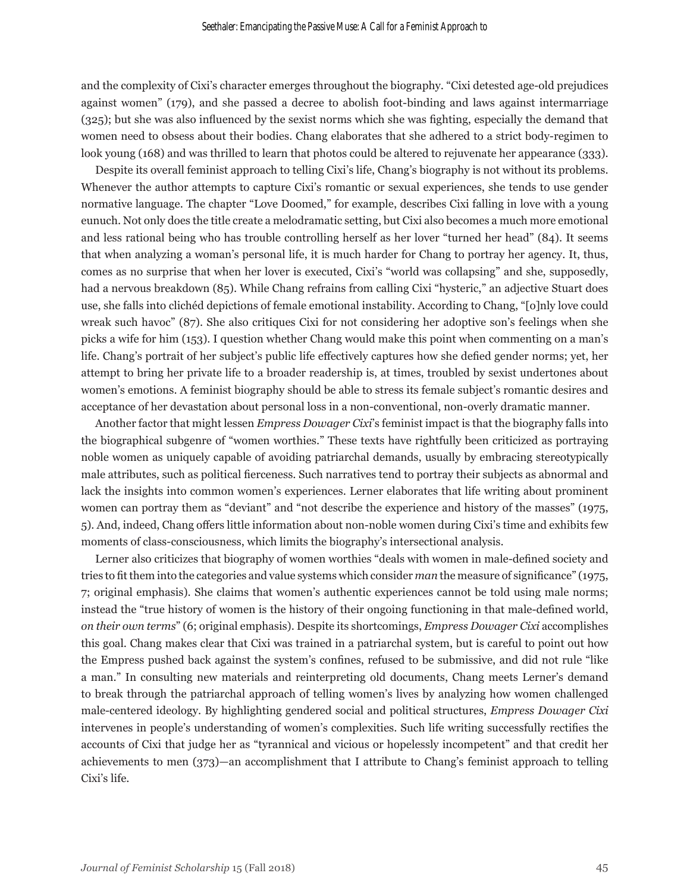and the complexity of Cixi's character emerges throughout the biography. "Cixi detested age-old prejudices against women" (179), and she passed a decree to abolish foot-binding and laws against intermarriage (325); but she was also influenced by the sexist norms which she was fighting, especially the demand that women need to obsess about their bodies. Chang elaborates that she adhered to a strict body-regimen to look young (168) and was thrilled to learn that photos could be altered to rejuvenate her appearance (333).

Despite its overall feminist approach to telling Cixi's life, Chang's biography is not without its problems. Whenever the author attempts to capture Cixi's romantic or sexual experiences, she tends to use gender normative language. The chapter "Love Doomed," for example, describes Cixi falling in love with a young eunuch. Not only does the title create a melodramatic setting, but Cixi also becomes a much more emotional and less rational being who has trouble controlling herself as her lover "turned her head" (84). It seems that when analyzing a woman's personal life, it is much harder for Chang to portray her agency. It, thus, comes as no surprise that when her lover is executed, Cixi's "world was collapsing" and she, supposedly, had a nervous breakdown (85). While Chang refrains from calling Cixi "hysteric," an adjective Stuart does use, she falls into clichéd depictions of female emotional instability. According to Chang, "[o]nly love could wreak such havoc" (87). She also critiques Cixi for not considering her adoptive son's feelings when she picks a wife for him (153). I question whether Chang would make this point when commenting on a man's life. Chang's portrait of her subject's public life effectively captures how she defied gender norms; yet, her attempt to bring her private life to a broader readership is, at times, troubled by sexist undertones about women's emotions. A feminist biography should be able to stress its female subject's romantic desires and acceptance of her devastation about personal loss in a non-conventional, non-overly dramatic manner.

Another factor that might lessen *Empress Dowager Cixi*'s feminist impact is that the biography falls into the biographical subgenre of "women worthies." These texts have rightfully been criticized as portraying noble women as uniquely capable of avoiding patriarchal demands, usually by embracing stereotypically male attributes, such as political fierceness. Such narratives tend to portray their subjects as abnormal and lack the insights into common women's experiences. Lerner elaborates that life writing about prominent women can portray them as "deviant" and "not describe the experience and history of the masses" (1975, 5). And, indeed, Chang offers little information about non-noble women during Cixi's time and exhibits few moments of class-consciousness, which limits the biography's intersectional analysis.

Lerner also criticizes that biography of women worthies "deals with women in male-defined society and tries to fit them into the categories and value systems which consider *man* the measure of significance" (1975, 7; original emphasis). She claims that women's authentic experiences cannot be told using male norms; instead the "true history of women is the history of their ongoing functioning in that male-defined world, *on their own terms*" (6; original emphasis). Despite its shortcomings, *Empress Dowager Cixi* accomplishes this goal. Chang makes clear that Cixi was trained in a patriarchal system, but is careful to point out how the Empress pushed back against the system's confines, refused to be submissive, and did not rule "like a man." In consulting new materials and reinterpreting old documents, Chang meets Lerner's demand to break through the patriarchal approach of telling women's lives by analyzing how women challenged male-centered ideology. By highlighting gendered social and political structures, *Empress Dowager Cixi* intervenes in people's understanding of women's complexities. Such life writing successfully rectifies the accounts of Cixi that judge her as "tyrannical and vicious or hopelessly incompetent" and that credit her achievements to men (373)—an accomplishment that I attribute to Chang's feminist approach to telling Cixi's life.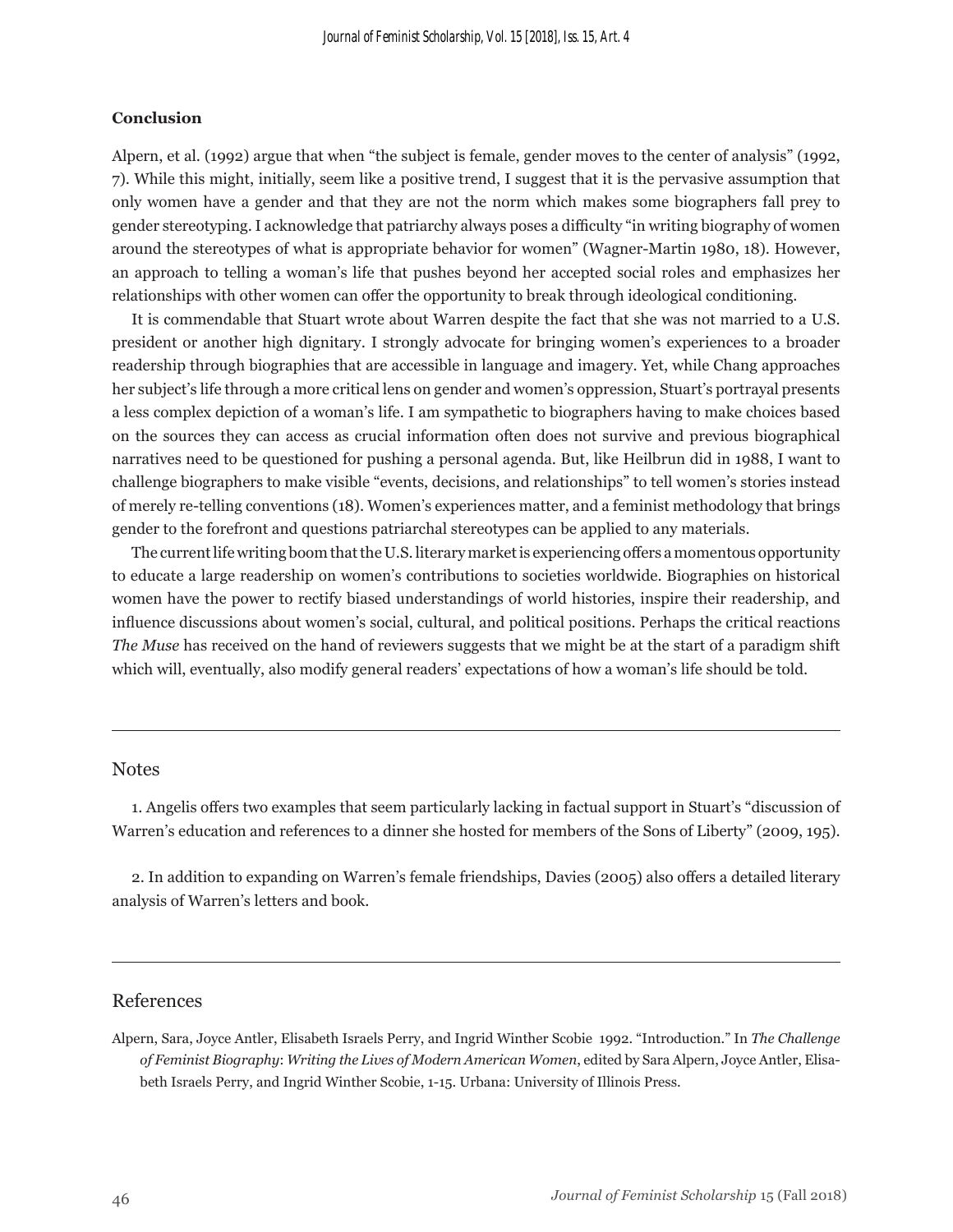**Conclusion**

Alpern, et al. (1992) argue that when "the subject is female, gender moves to the center of analysis" (1992, 7). While this might, initially, seem like a positive trend, I suggest that it is the pervasive assumption that only women have a gender and that they are not the norm which makes some biographers fall prey to gender stereotyping. I acknowledge that patriarchy always poses a difficulty "in writing biography of women around the stereotypes of what is appropriate behavior for women" (Wagner-Martin 1980, 18). However, an approach to telling a woman's life that pushes beyond her accepted social roles and emphasizes her relationships with other women can offer the opportunity to break through ideological conditioning.

It is commendable that Stuart wrote about Warren despite the fact that she was not married to a U.S. president or another high dignitary. I strongly advocate for bringing women's experiences to a broader readership through biographies that are accessible in language and imagery. Yet, while Chang approaches her subject's life through a more critical lens on gender and women's oppression, Stuart's portrayal presents a less complex depiction of a woman's life. I am sympathetic to biographers having to make choices based on the sources they can access as crucial information often does not survive and previous biographical narratives need to be questioned for pushing a personal agenda. But, like Heilbrun did in 1988, I want to challenge biographers to make visible "events, decisions, and relationships" to tell women's stories instead of merely re-telling conventions (18). Women's experiences matter, and a feminist methodology that brings gender to the forefront and questions patriarchal stereotypes can be applied to any materials.

The current life writing boom that the U.S. literary market is experiencing offers a momentous opportunity to educate a large readership on women's contributions to societies worldwide. Biographies on historical women have the power to rectify biased understandings of world histories, inspire their readership, and influence discussions about women's social, cultural, and political positions. Perhaps the critical reactions *The Muse* has received on the hand of reviewers suggests that we might be at the start of a paradigm shift which will, eventually, also modify general readers' expectations of how a woman's life should be told.

---

## Notes

1. Angelis offers two examples that seem particularly lacking in factual support in Stuart's "discussion of Warren's education and references to a dinner she hosted for members of the Sons of Liberty" (2009, 195).

2. In addition to expanding on Warren's female friendships, Davies (2005) also offers a detailed literary analysis of Warren's letters and book.

---

## References

Alpern, Sara, Joyce Antler, Elisabeth Israels Perry, and Ingrid Winther Scobie 1992. "Introduction." In *The Challenge of Feminist Biography*: *Writing the Lives of Modern American Women*, edited by Sara Alpern, Joyce Antler, Elisabeth Israels Perry, and Ingrid Winther Scobie, 1-15. Urbana: University of Illinois Press.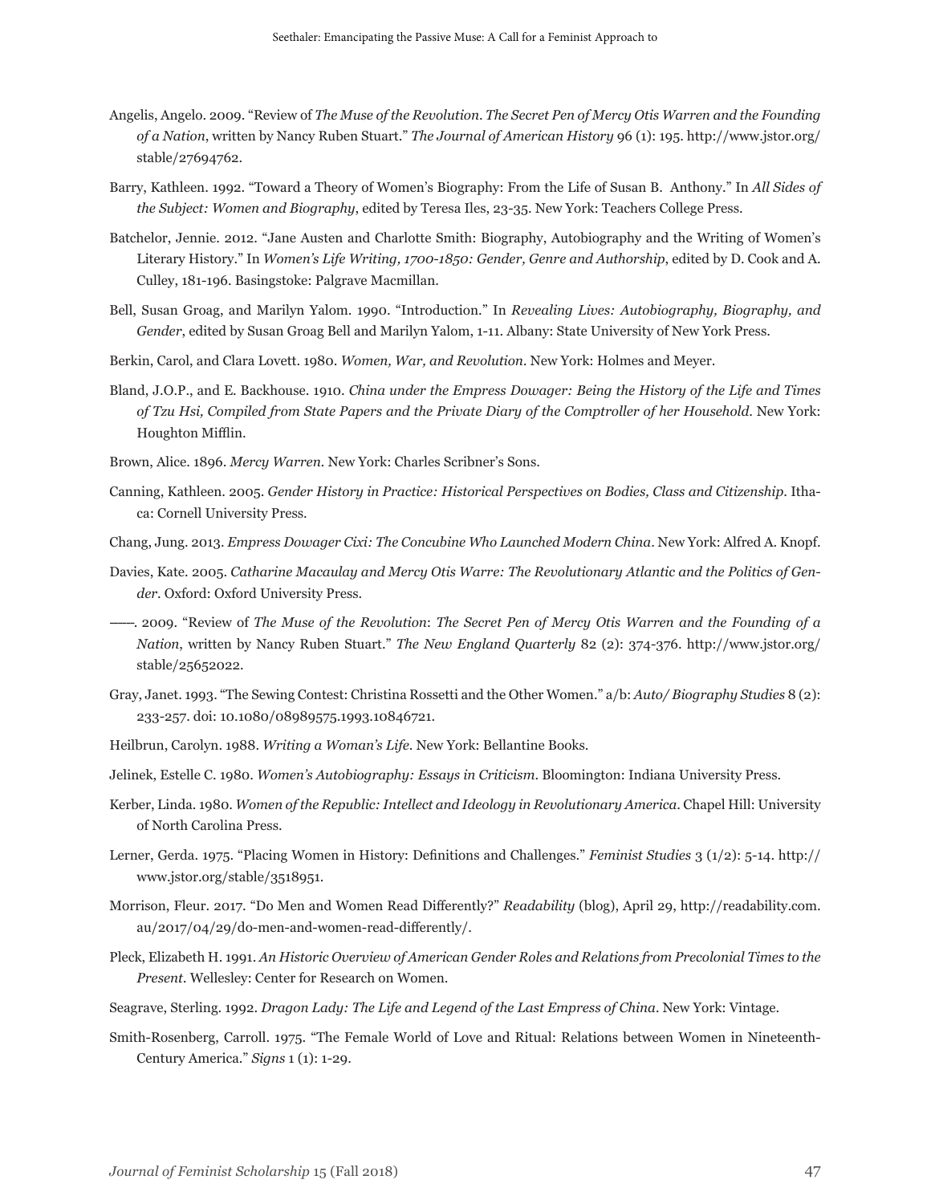Angelis, Angelo. 2009. "Review of *The Muse of the Revolution. The Secret Pen of Mercy Otis Warren and the Founding of a Nation*, written by Nancy Ruben Stuart." *The Journal of American History* 96 (1): 195. http://www.jstor.org/stable/27694762.

Barry, Kathleen. 1992. "Toward a Theory of Women's Biography: From the Life of Susan B. Anthony." In *All Sides of the Subject: Women and Biography*, edited by Teresa Iles, 23-35. New York: Teachers College Press.

Batchelor, Jennie. 2012. "Jane Austen and Charlotte Smith: Biography, Autobiography and the Writing of Women's Literary History." In *Women's Life Writing, 1700-1850: Gender, Genre and Authorship*, edited by D. Cook and A. Culley, 181-196. Basingstoke: Palgrave Macmillan.

Bell, Susan Groag, and Marilyn Yalom. 1990. "Introduction." In *Revealing Lives: Autobiography, Biography, and Gender*, edited by Susan Groag Bell and Marilyn Yalom, 1-11. Albany: State University of New York Press.

Berkin, Carol, and Clara Lovett. 1980. *Women, War, and Revolution*. New York: Holmes and Meyer.

Bland, J.O.P., and E. Backhouse. 1910. *China under the Empress Dowager: Being the History of the Life and Times of Tzu Hsi, Compiled from State Papers and the Private Diary of the Comptroller of her Household*. New York: Houghton Mifflin.

Brown, Alice. 1896. *Mercy Warren*. New York: Charles Scribner's Sons.

Canning, Kathleen. 2005. *Gender History in Practice: Historical Perspectives on Bodies, Class and Citizenship*. Ithaca: Cornell University Press.

Chang, Jung. 2013. *Empress Dowager Cixi: The Concubine Who Launched Modern China*. New York: Alfred A. Knopf.

Davies, Kate. 2005. *Catharine Macaulay and Mercy Otis Warre: The Revolutionary Atlantic and the Politics of Gender*. Oxford: Oxford University Press.

———. 2009. "Review of *The Muse of the Revolution*: *The Secret Pen of Mercy Otis Warren and the Founding of a Nation*, written by Nancy Ruben Stuart." *The New England Quarterly* 82 (2): 374-376. http://www.jstor.org/stable/25652022.

Gray, Janet. 1993. "The Sewing Contest: Christina Rossetti and the Other Women." a/b: *Auto/ Biography Studies* 8 (2): 233-257. doi: 10.1080/08989575.1993.10846721.

Heilbrun, Carolyn. 1988. *Writing a Woman's Life*. New York: Bellantine Books.

Jelinek, Estelle C. 1980. *Women's Autobiography: Essays in Criticism*. Bloomington: Indiana University Press.

Kerber, Linda. 1980. *Women of the Republic: Intellect and Ideology in Revolutionary America*. Chapel Hill: University of North Carolina Press.

Lerner, Gerda. 1975. "Placing Women in History: Definitions and Challenges." *Feminist Studies* 3 (1/2): 5-14. http://www.jstor.org/stable/3518951.

Morrison, Fleur. 2017. "Do Men and Women Read Differently?" *Readability* (blog), April 29, http://readability.com.au/2017/04/29/do-men-and-women-read-differently/.

Pleck, Elizabeth H. 1991. *An Historic Overview of American Gender Roles and Relations from Precolonial Times to the Present*. Wellesley: Center for Research on Women.

Seagrave, Sterling. 1992. *Dragon Lady: The Life and Legend of the Last Empress of China*. New York: Vintage.

Smith-Rosenberg, Carroll. 1975. "The Female World of Love and Ritual: Relations between Women in Nineteenth-Century America." *Signs* 1 (1): 1-29.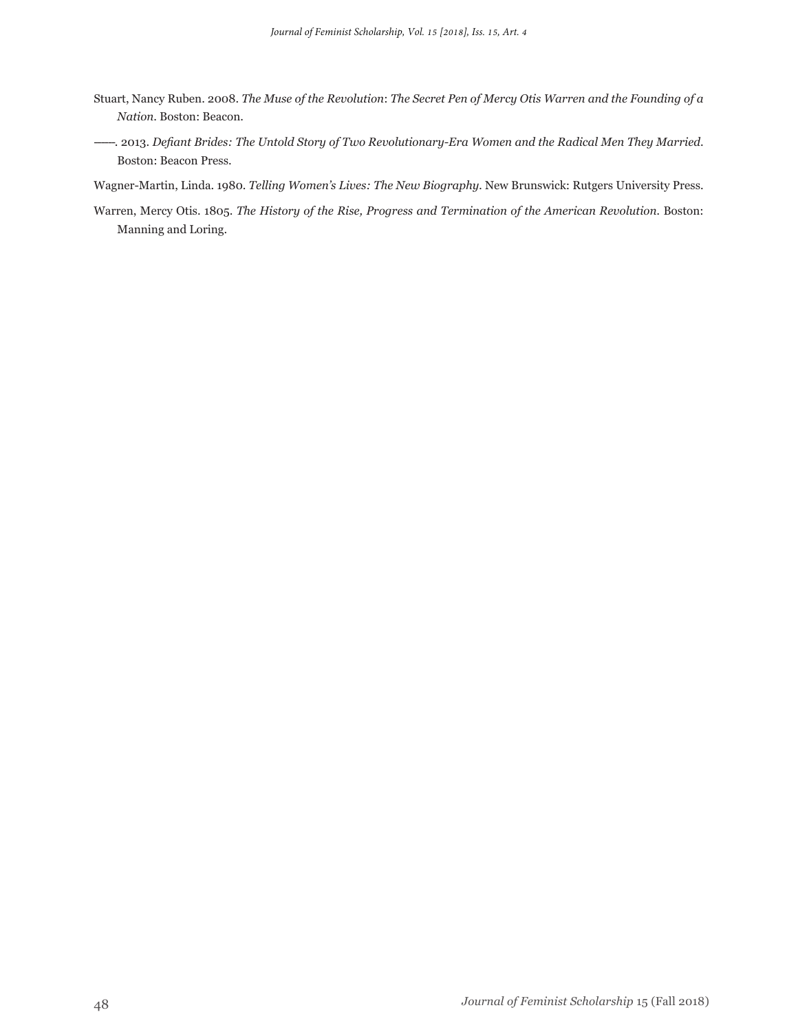Stuart, Nancy Ruben. 2008. *The Muse of the Revolution*: *The Secret Pen of Mercy Otis Warren and the Founding of a Nation*. Boston: Beacon.

———. 2013. *Defiant Brides: The Untold Story of Two Revolutionary-Era Women and the Radical Men They Married*. Boston: Beacon Press.

Wagner-Martin, Linda. 1980. *Telling Women's Lives: The New Biography*. New Brunswick: Rutgers University Press.

Warren, Mercy Otis. 1805. *The History of the Rise, Progress and Termination of the American Revolution*. Boston: Manning and Loring.